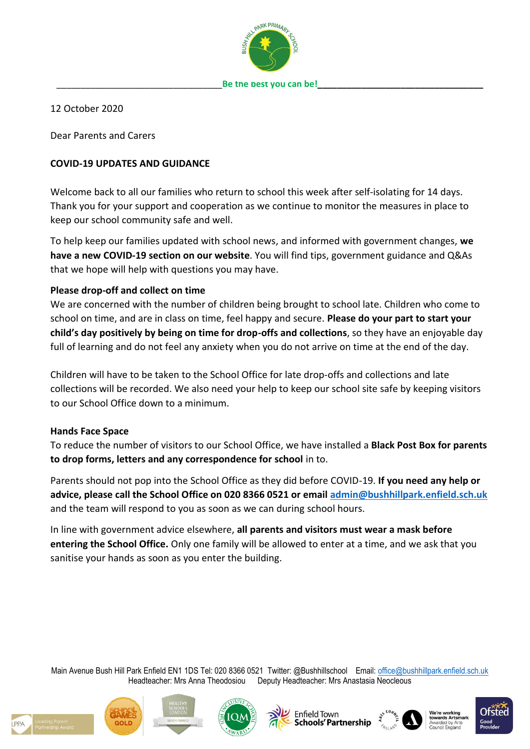Be the best you can be!

12 October 2020

Dear Parents and Carers

**COVID-19 UPDATES AND GUIDANCE**

Welcome back to all our families who return to school this week after self-isolating for 14 days. Thank you for your support and cooperation as we continue to monitor the measures in place to keep our school community safe and well.

To help keep our families updated with school news, and informed with government changes, **we have a new COVID-19 section on our website**. You will find tips, government guidance and Q&As that we hope will help with questions you may have.

**Please drop-off and collect on time**

We are concerned with the number of children being brought to school late. Children who come to school on time, and are in class on time, feel happy and secure. **Please do your part to start your child's day positively by being on time for drop-offs and collections**, so they have an enjoyable day full of learning and do not feel any anxiety when you do not arrive on time at the end of the day.

Children will have to be taken to the School Office for late drop-offs and collections and late collections will be recorded. We also need your help to keep our school site safe by keeping visitors to our School Office down to a minimum.

**Hands Face Space**

To reduce the number of visitors to our School Office, we have installed a **Black Post Box for parents to drop forms, letters and any correspondence for school** in to.

Parents should not pop into the School Office as they did before COVID-19. **If you need any help or advice, please call the School Office on 020 8366 0521 or email admin@bushhillpark.enfield.sch.uk** and the team will respond to you as soon as we can during school hours.

In line with government advice elsewhere, **all parents and visitors must wear a mask before entering the School Office.** Only one family will be allowed to enter at a time, and we ask that you sanitise your hands as soon as you enter the building.

Main Avenue Bush Hill Park Enfield EN1 1DS Tel: 020 8366 0521 Twitter: @Bushhillschool Email: office@bushhillpark.enfield.sch.uk
Headteacher: Mrs Anna Theodosiou Deputy Headteacher: Mrs Anastasia Neocleous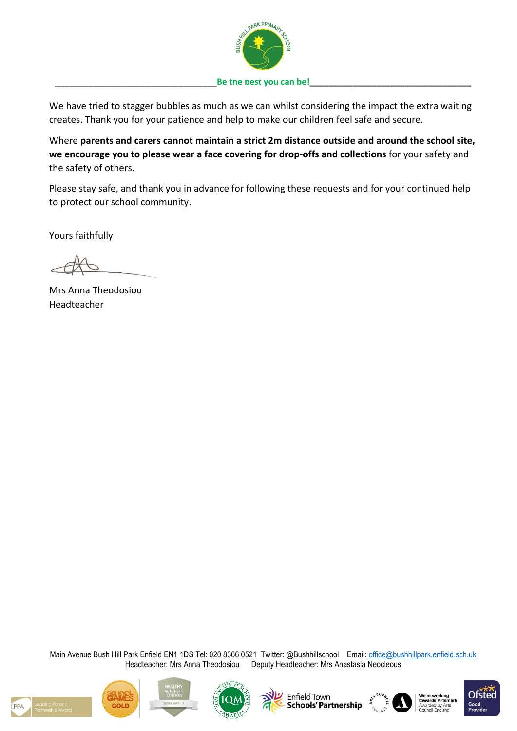We have tried to stagger bubbles as much as we can whilst considering the impact the extra waiting creates. Thank you for your patience and help to make our children feel safe and secure.

Where **parents and carers cannot maintain a strict 2m distance outside and around the school site, we encourage you to please wear a face covering for drop-offs and collections** for your safety and the safety of others.

Please stay safe, and thank you in advance for following these requests and for your continued help to protect our school community.

Yours faithfully

Mrs Anna Theodosiou
Headteacher